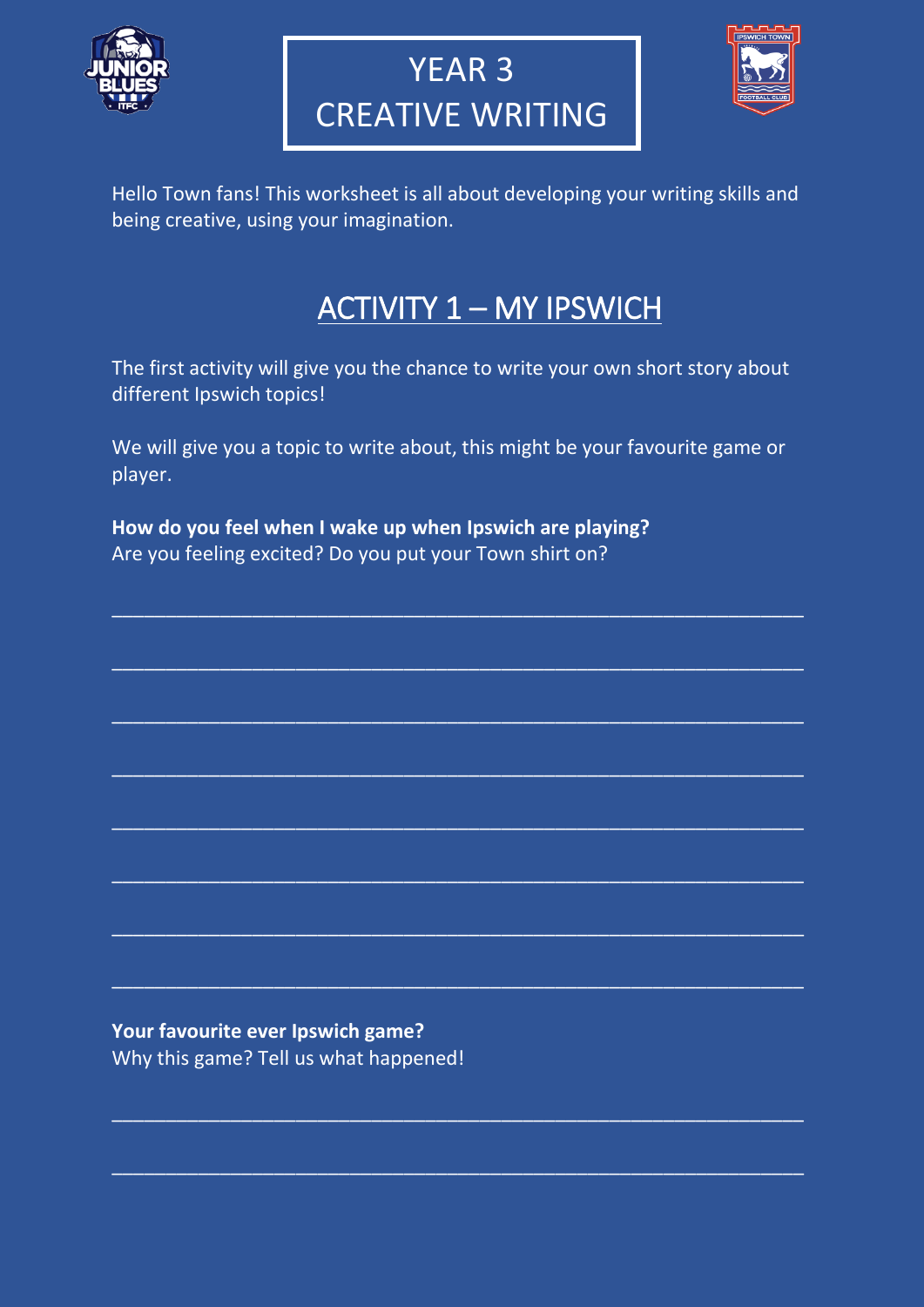# YEAR 3 CREATIVE WRITING

Hello Town fans! This worksheet is all about developing your writing skills and being creative, using your imagination.

## ACTIVITY 1 – MY IPSWICH

The first activity will give you the chance to write your own short story about different Ipswich topics!

We will give you a topic to write about, this might be your favourite game or player.

**How do you feel when I wake up when Ipswich are playing?**
Are you feeling excited? Do you put your Town shirt on?

\_\_\_\_\_\_\_\_\_\_\_\_\_\_\_\_\_\_\_\_\_\_\_\_\_\_\_\_\_\_\_\_\_\_\_\_\_\_\_\_\_\_\_\_\_\_\_\_\_\_\_\_\_\_

\_\_\_\_\_\_\_\_\_\_\_\_\_\_\_\_\_\_\_\_\_\_\_\_\_\_\_\_\_\_\_\_\_\_\_\_\_\_\_\_\_\_\_\_\_\_\_\_\_\_\_\_\_\_

\_\_\_\_\_\_\_\_\_\_\_\_\_\_\_\_\_\_\_\_\_\_\_\_\_\_\_\_\_\_\_\_\_\_\_\_\_\_\_\_\_\_\_\_\_\_\_\_\_\_\_\_\_\_

\_\_\_\_\_\_\_\_\_\_\_\_\_\_\_\_\_\_\_\_\_\_\_\_\_\_\_\_\_\_\_\_\_\_\_\_\_\_\_\_\_\_\_\_\_\_\_\_\_\_\_\_\_\_

\_\_\_\_\_\_\_\_\_\_\_\_\_\_\_\_\_\_\_\_\_\_\_\_\_\_\_\_\_\_\_\_\_\_\_\_\_\_\_\_\_\_\_\_\_\_\_\_\_\_\_\_\_\_

\_\_\_\_\_\_\_\_\_\_\_\_\_\_\_\_\_\_\_\_\_\_\_\_\_\_\_\_\_\_\_\_\_\_\_\_\_\_\_\_\_\_\_\_\_\_\_\_\_\_\_\_\_\_

\_\_\_\_\_\_\_\_\_\_\_\_\_\_\_\_\_\_\_\_\_\_\_\_\_\_\_\_\_\_\_\_\_\_\_\_\_\_\_\_\_\_\_\_\_\_\_\_\_\_\_\_\_\_

\_\_\_\_\_\_\_\_\_\_\_\_\_\_\_\_\_\_\_\_\_\_\_\_\_\_\_\_\_\_\_\_\_\_\_\_\_\_\_\_\_\_\_\_\_\_\_\_\_\_\_\_\_\_

**Your favourite ever Ipswich game?**
Why this game? Tell us what happened!

\_\_\_\_\_\_\_\_\_\_\_\_\_\_\_\_\_\_\_\_\_\_\_\_\_\_\_\_\_\_\_\_\_\_\_\_\_\_\_\_\_\_\_\_\_\_\_\_\_\_\_\_\_\_

\_\_\_\_\_\_\_\_\_\_\_\_\_\_\_\_\_\_\_\_\_\_\_\_\_\_\_\_\_\_\_\_\_\_\_\_\_\_\_\_\_\_\_\_\_\_\_\_\_\_\_\_\_\_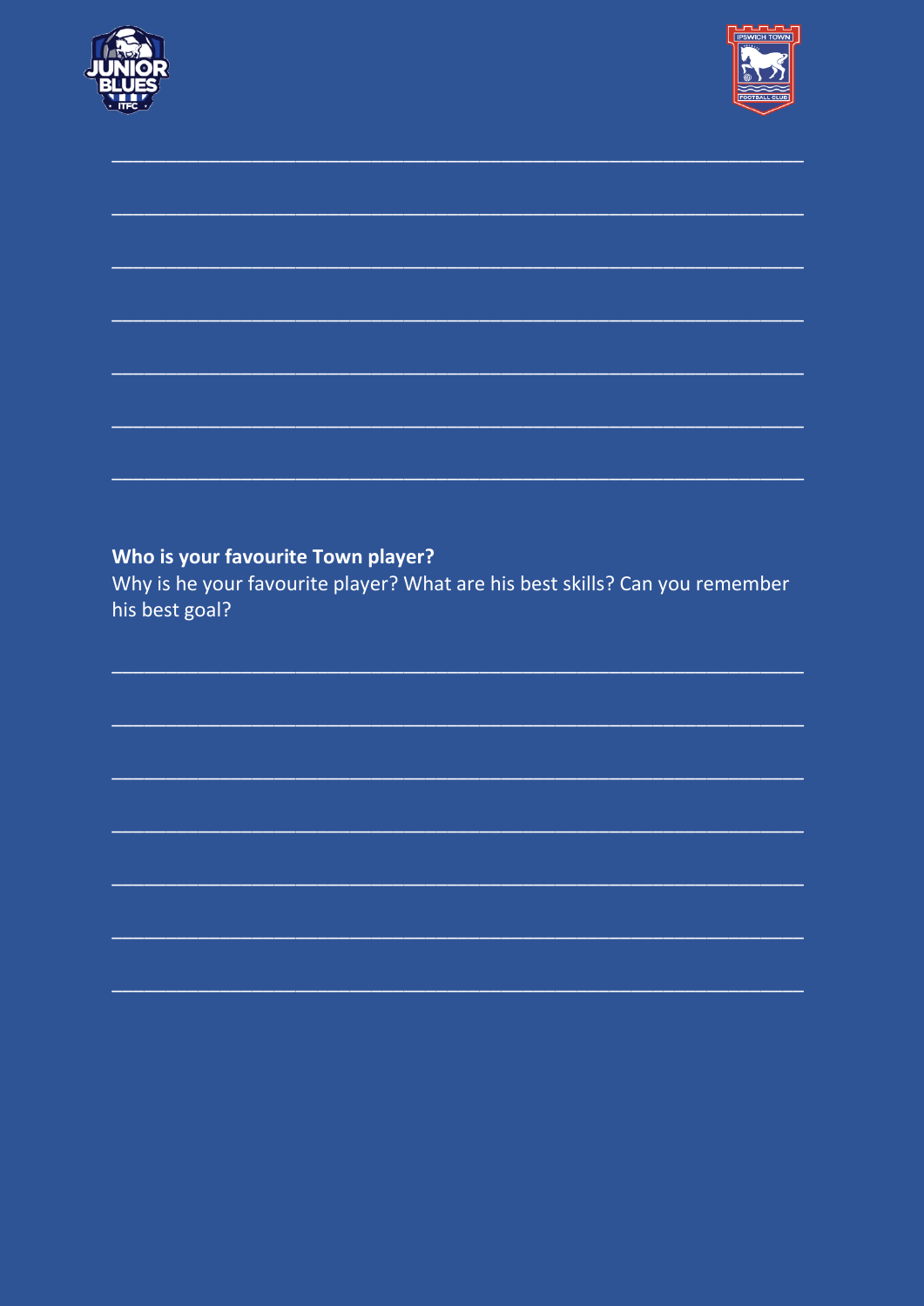______________________________________________________________________

______________________________________________________________________

______________________________________________________________________

______________________________________________________________________

______________________________________________________________________

______________________________________________________________________

______________________________________________________________________

**Who is your favourite Town player?**

Why is he your favourite player? What are his best skills? Can you remember his best goal?

______________________________________________________________________

______________________________________________________________________

______________________________________________________________________

______________________________________________________________________

______________________________________________________________________

______________________________________________________________________

______________________________________________________________________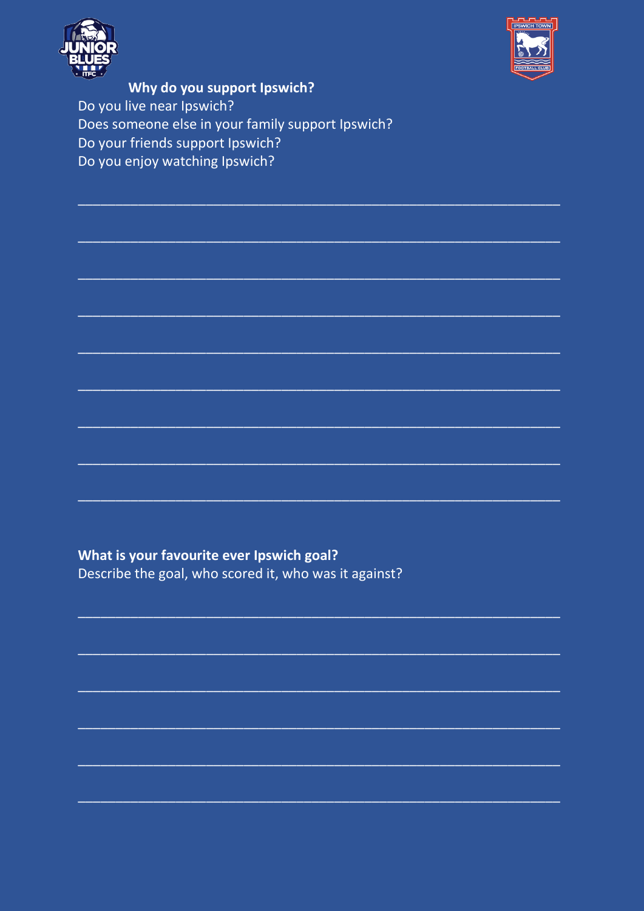**Why do you support Ipswich?**

Do you live near Ipswich?
Does someone else in your family support Ipswich?
Do your friends support Ipswich?
Do you enjoy watching Ipswich?

\_\_\_\_\_\_\_\_\_\_\_\_\_\_\_\_\_\_\_\_\_\_\_\_\_\_\_\_\_\_\_\_\_\_\_\_\_\_\_\_\_\_\_\_\_\_\_\_\_\_\_\_\_\_\_\_\_\_

\_\_\_\_\_\_\_\_\_\_\_\_\_\_\_\_\_\_\_\_\_\_\_\_\_\_\_\_\_\_\_\_\_\_\_\_\_\_\_\_\_\_\_\_\_\_\_\_\_\_\_\_\_\_\_\_\_\_

\_\_\_\_\_\_\_\_\_\_\_\_\_\_\_\_\_\_\_\_\_\_\_\_\_\_\_\_\_\_\_\_\_\_\_\_\_\_\_\_\_\_\_\_\_\_\_\_\_\_\_\_\_\_\_\_\_\_

\_\_\_\_\_\_\_\_\_\_\_\_\_\_\_\_\_\_\_\_\_\_\_\_\_\_\_\_\_\_\_\_\_\_\_\_\_\_\_\_\_\_\_\_\_\_\_\_\_\_\_\_\_\_\_\_\_\_

\_\_\_\_\_\_\_\_\_\_\_\_\_\_\_\_\_\_\_\_\_\_\_\_\_\_\_\_\_\_\_\_\_\_\_\_\_\_\_\_\_\_\_\_\_\_\_\_\_\_\_\_\_\_\_\_\_\_

\_\_\_\_\_\_\_\_\_\_\_\_\_\_\_\_\_\_\_\_\_\_\_\_\_\_\_\_\_\_\_\_\_\_\_\_\_\_\_\_\_\_\_\_\_\_\_\_\_\_\_\_\_\_\_\_\_\_

\_\_\_\_\_\_\_\_\_\_\_\_\_\_\_\_\_\_\_\_\_\_\_\_\_\_\_\_\_\_\_\_\_\_\_\_\_\_\_\_\_\_\_\_\_\_\_\_\_\_\_\_\_\_\_\_\_\_

\_\_\_\_\_\_\_\_\_\_\_\_\_\_\_\_\_\_\_\_\_\_\_\_\_\_\_\_\_\_\_\_\_\_\_\_\_\_\_\_\_\_\_\_\_\_\_\_\_\_\_\_\_\_\_\_\_\_

\_\_\_\_\_\_\_\_\_\_\_\_\_\_\_\_\_\_\_\_\_\_\_\_\_\_\_\_\_\_\_\_\_\_\_\_\_\_\_\_\_\_\_\_\_\_\_\_\_\_\_\_\_\_\_\_\_\_

**What is your favourite ever Ipswich goal?**

Describe the goal, who scored it, who was it against?

\_\_\_\_\_\_\_\_\_\_\_\_\_\_\_\_\_\_\_\_\_\_\_\_\_\_\_\_\_\_\_\_\_\_\_\_\_\_\_\_\_\_\_\_\_\_\_\_\_\_\_\_\_\_\_\_\_\_

\_\_\_\_\_\_\_\_\_\_\_\_\_\_\_\_\_\_\_\_\_\_\_\_\_\_\_\_\_\_\_\_\_\_\_\_\_\_\_\_\_\_\_\_\_\_\_\_\_\_\_\_\_\_\_\_\_\_

\_\_\_\_\_\_\_\_\_\_\_\_\_\_\_\_\_\_\_\_\_\_\_\_\_\_\_\_\_\_\_\_\_\_\_\_\_\_\_\_\_\_\_\_\_\_\_\_\_\_\_\_\_\_\_\_\_\_

\_\_\_\_\_\_\_\_\_\_\_\_\_\_\_\_\_\_\_\_\_\_\_\_\_\_\_\_\_\_\_\_\_\_\_\_\_\_\_\_\_\_\_\_\_\_\_\_\_\_\_\_\_\_\_\_\_\_

\_\_\_\_\_\_\_\_\_\_\_\_\_\_\_\_\_\_\_\_\_\_\_\_\_\_\_\_\_\_\_\_\_\_\_\_\_\_\_\_\_\_\_\_\_\_\_\_\_\_\_\_\_\_\_\_\_\_

\_\_\_\_\_\_\_\_\_\_\_\_\_\_\_\_\_\_\_\_\_\_\_\_\_\_\_\_\_\_\_\_\_\_\_\_\_\_\_\_\_\_\_\_\_\_\_\_\_\_\_\_\_\_\_\_\_\_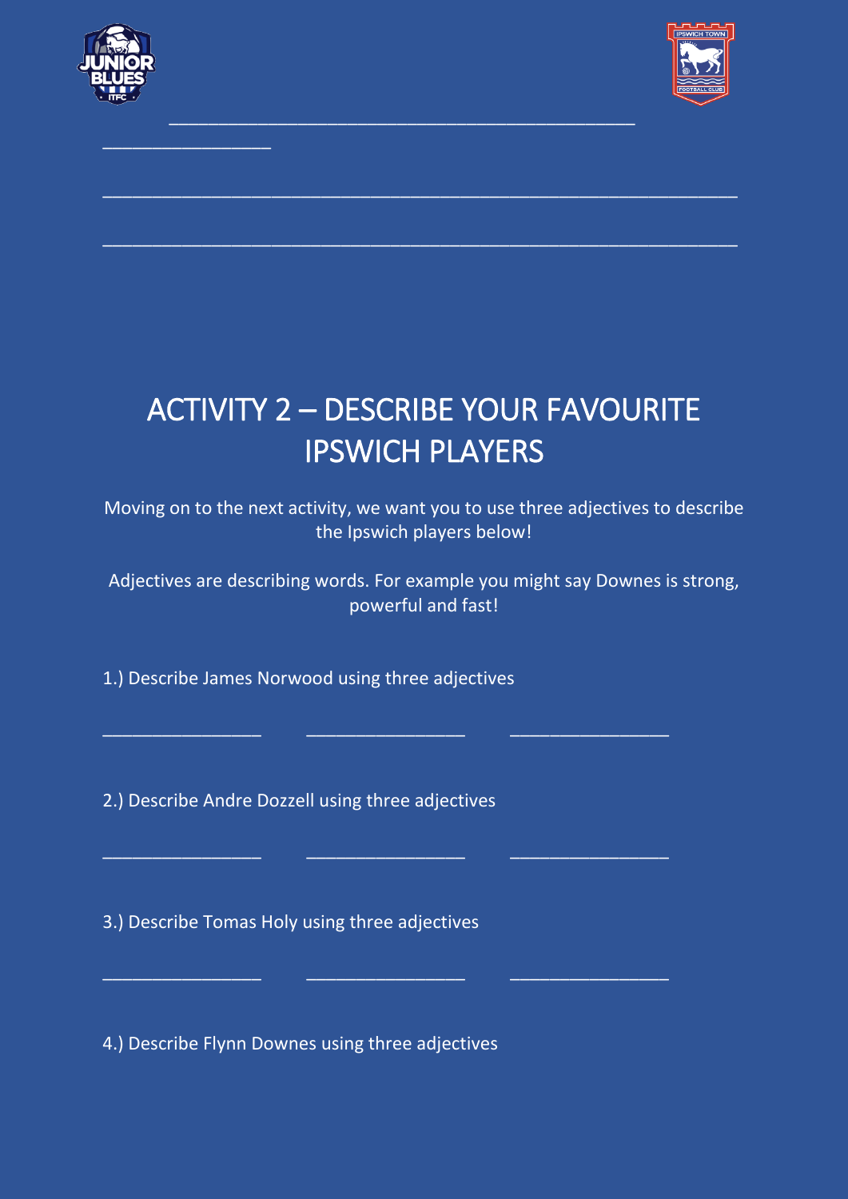_______________________________________________

_________________

_________________________________________________________________

_________________________________________________________________

# ACTIVITY 2 – DESCRIBE YOUR FAVOURITE IPSWICH PLAYERS

Moving on to the next activity, we want you to use three adjectives to describe the Ipswich players below!

Adjectives are describing words. For example you might say Downes is strong, powerful and fast!

1.) Describe James Norwood using three adjectives

________________     ________________     ________________

2.) Describe Andre Dozzell using three adjectives

________________     ________________     ________________

3.) Describe Tomas Holy using three adjectives

________________     ________________     ________________

4.) Describe Flynn Downes using three adjectives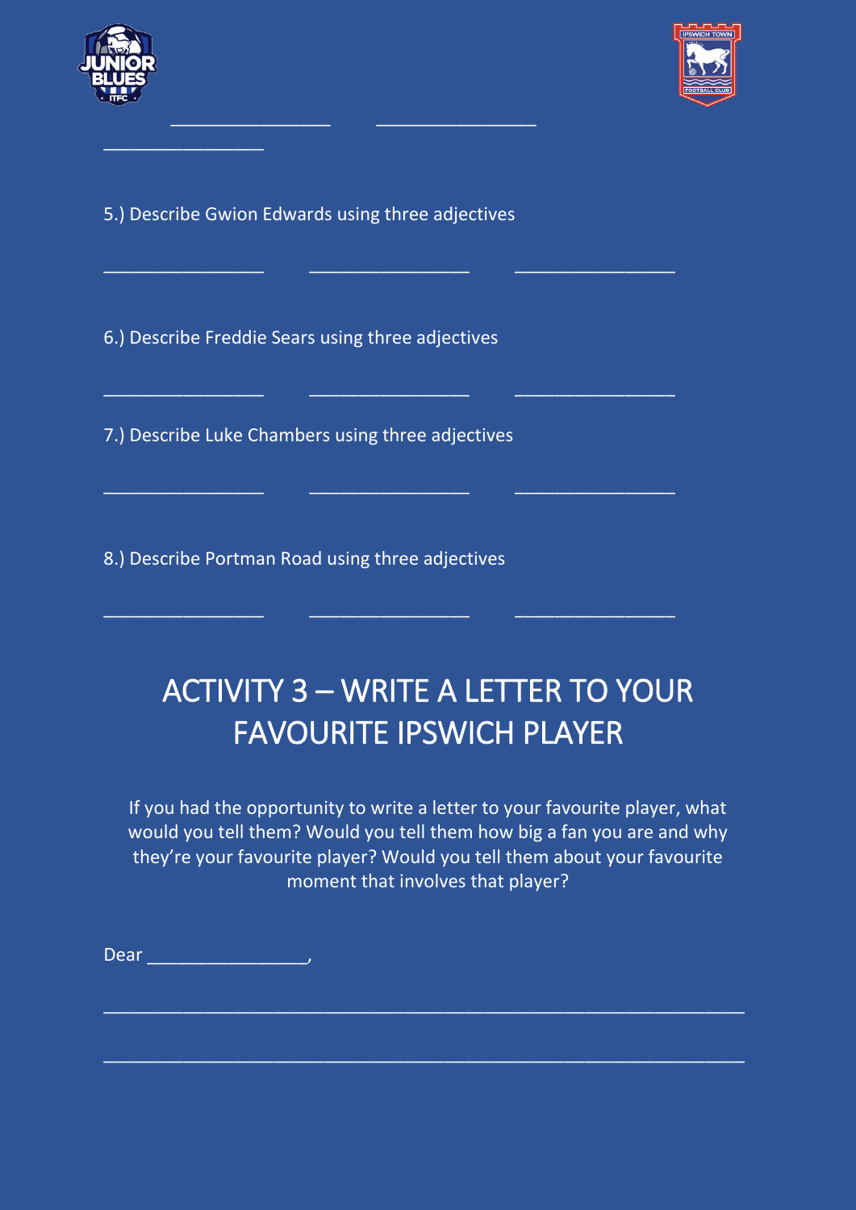________________ ________________

________________

5.) Describe Gwion Edwards using three adjectives

________________ ________________ ________________

6.) Describe Freddie Sears using three adjectives

________________ ________________ ________________

7.) Describe Luke Chambers using three adjectives

________________ ________________ ________________

8.) Describe Portman Road using three adjectives

________________ ________________ ________________

# ACTIVITY 3 – WRITE A LETTER TO YOUR FAVOURITE IPSWICH PLAYER

If you had the opportunity to write a letter to your favourite player, what would you tell them? Would you tell them how big a fan you are and why they're your favourite player? Would you tell them about your favourite moment that involves that player?

Dear ________________,

________________________________________________________________

________________________________________________________________